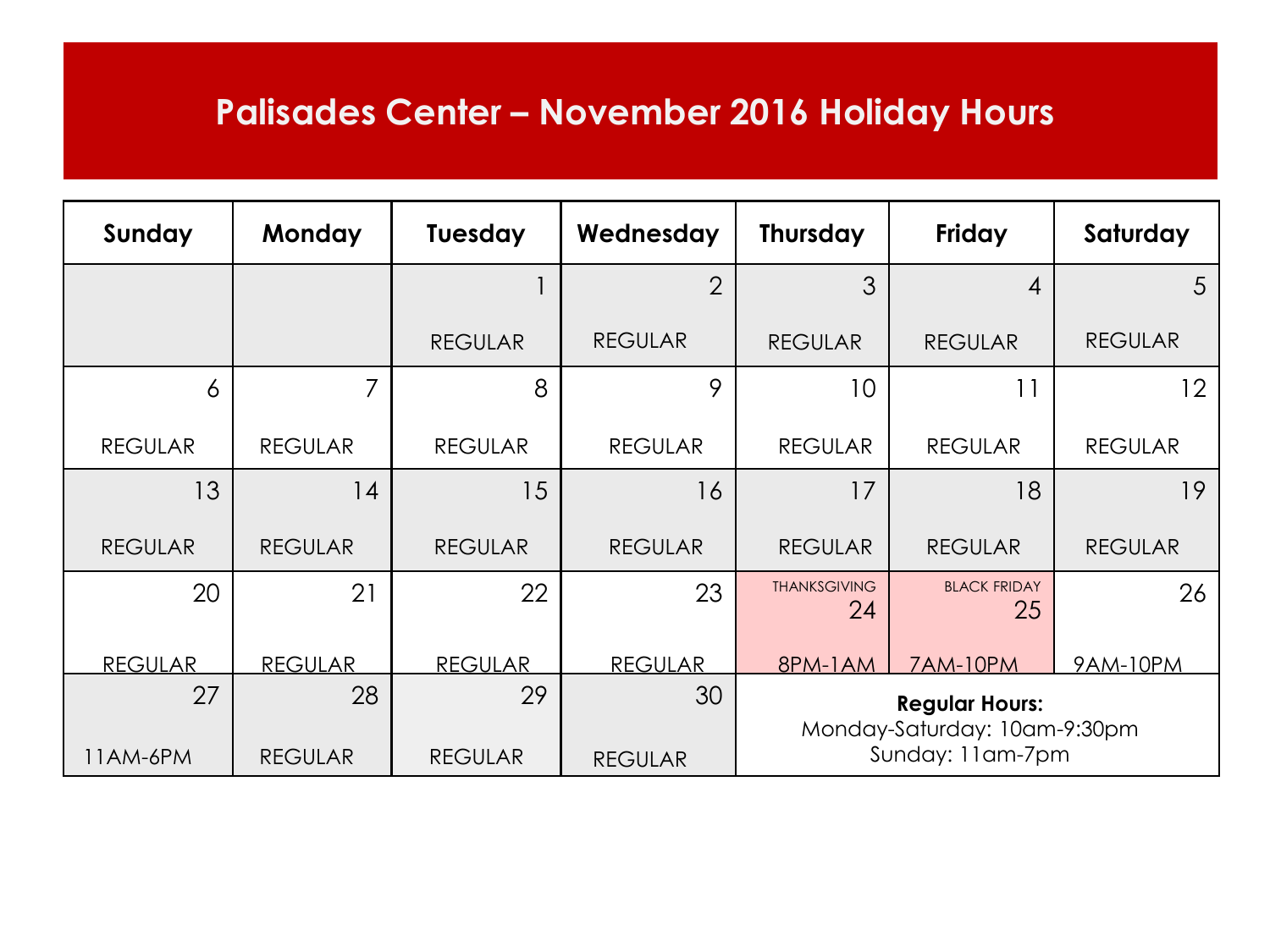# Palisades Center – November 2016 Holiday Hours

| Sunday | Monday | Tuesday | Wednesday | Thursday | Friday | Saturday |
|---|---|---|---|---|---|---|
| | | 1 REGULAR | 2 REGULAR | 3 REGULAR | 4 REGULAR | 5 REGULAR |
| 6 REGULAR | 7 REGULAR | 8 REGULAR | 9 REGULAR | 10 REGULAR | 11 REGULAR | 12 REGULAR |
| 13 REGULAR | 14 REGULAR | 15 REGULAR | 16 REGULAR | 17 REGULAR | 18 REGULAR | 19 REGULAR |
| 20 REGULAR | 21 REGULAR | 22 REGULAR | 23 REGULAR | THANKSGIVING 24 8PM-1AM | BLACK FRIDAY 25 7AM-10PM | 26 9AM-10PM |
| 27 11AM-6PM | 28 REGULAR | 29 REGULAR | 30 REGULAR | **Regular Hours:** Monday-Saturday: 10am-9:30pm Sunday: 11am-7pm | | |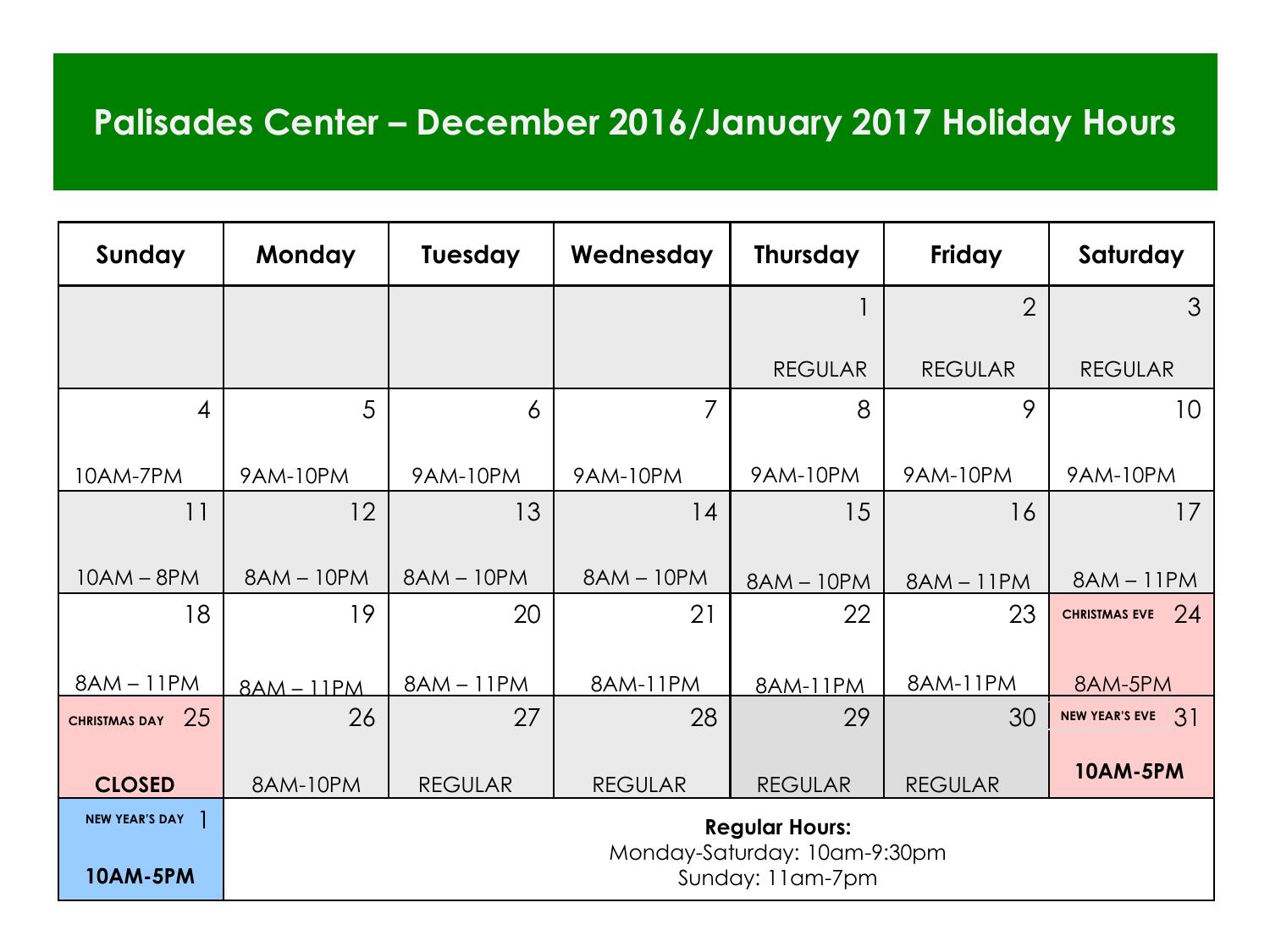# Palisades Center – December 2016/January 2017 Holiday Hours

| Sunday | Monday | Tuesday | Wednesday | Thursday | Friday | Saturday |
|---|---|---|---|---|---|---|
| | | | | 1<br>REGULAR | 2<br>REGULAR | 3<br>REGULAR |
| 4<br>10AM-7PM | 5<br>9AM-10PM | 6<br>9AM-10PM | 7<br>9AM-10PM | 8<br>9AM-10PM | 9<br>9AM-10PM | 10<br>9AM-10PM |
| 11<br>10AM – 8PM | 12<br>8AM – 10PM | 13<br>8AM – 10PM | 14<br>8AM – 10PM | 15<br>8AM – 10PM | 16<br>8AM – 11PM | 17<br>8AM – 11PM |
| 18<br>8AM – 11PM | 19<br>8AM – 11PM | 20<br>8AM – 11PM | 21<br>8AM-11PM | 22<br>8AM-11PM | 23<br>8AM-11PM | CHRISTMAS EVE 24<br>8AM-5PM |
| CHRISTMAS DAY 25<br>**CLOSED** | 26<br>8AM-10PM | 27<br>REGULAR | 28<br>REGULAR | 29<br>REGULAR | 30<br>REGULAR | NEW YEAR'S EVE 31<br>**10AM-5PM** |
| NEW YEAR'S DAY 1<br>**10AM-5PM** | **Regular Hours:**<br>Monday-Saturday: 10am-9:30pm<br>Sunday: 11am-7pm | | | | | |